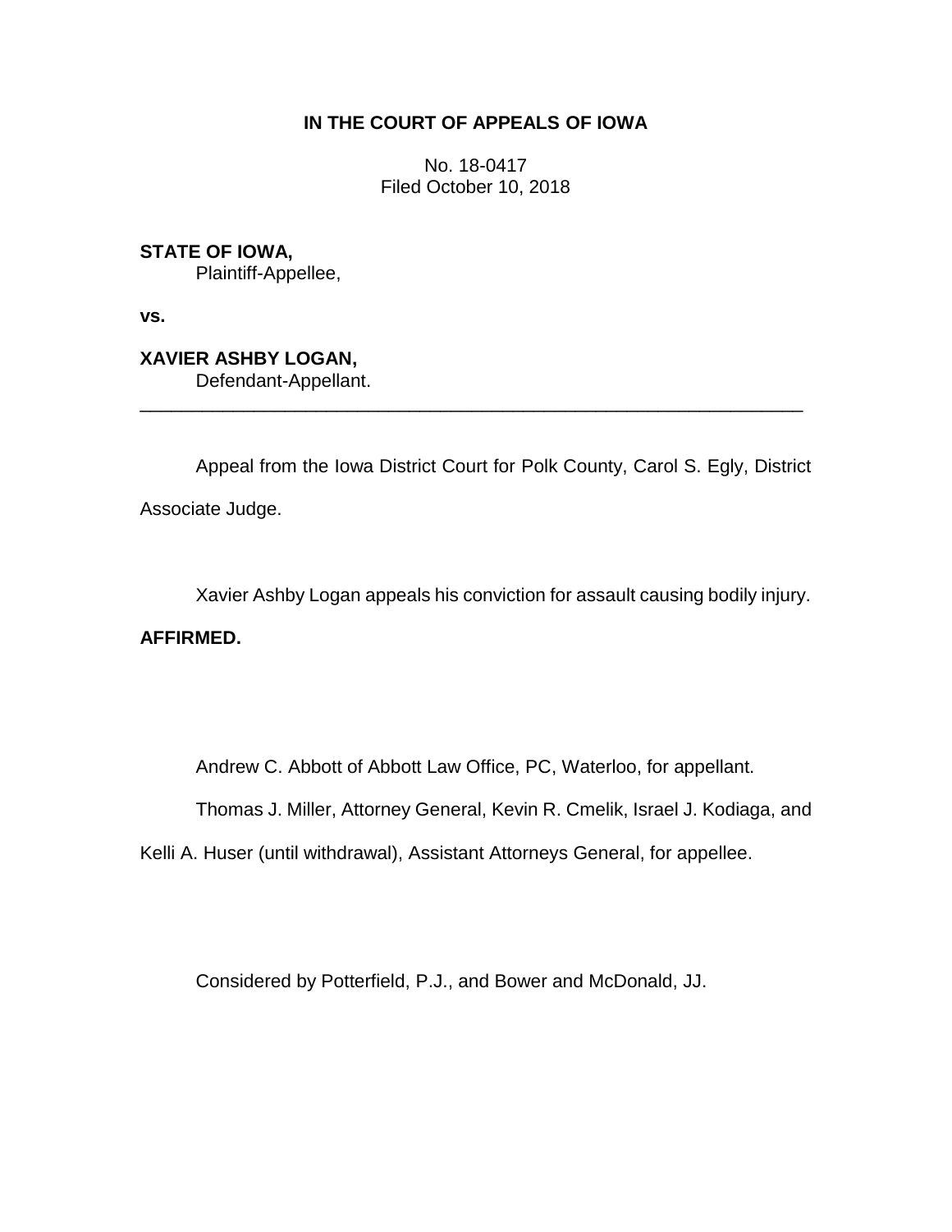**IN THE COURT OF APPEALS OF IOWA**

No. 18-0417
Filed October 10, 2018

**STATE OF IOWA,**
Plaintiff-Appellee,

**vs.**

**XAVIER ASHBY LOGAN,**
Defendant-Appellant.

---

Appeal from the Iowa District Court for Polk County, Carol S. Egly, District Associate Judge.

Xavier Ashby Logan appeals his conviction for assault causing bodily injury.

**AFFIRMED.**

Andrew C. Abbott of Abbott Law Office, PC, Waterloo, for appellant.

Thomas J. Miller, Attorney General, Kevin R. Cmelik, Israel J. Kodiaga, and Kelli A. Huser (until withdrawal), Assistant Attorneys General, for appellee.

Considered by Potterfield, P.J., and Bower and McDonald, JJ.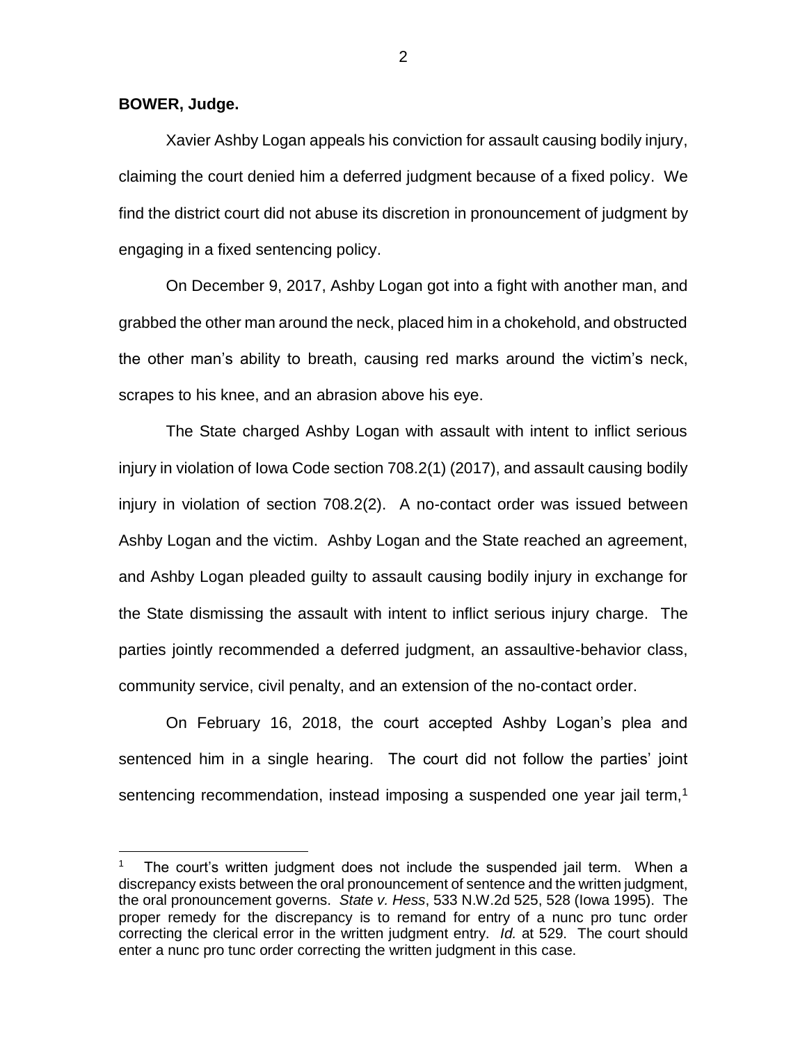**BOWER, Judge.**

Xavier Ashby Logan appeals his conviction for assault causing bodily injury, claiming the court denied him a deferred judgment because of a fixed policy. We find the district court did not abuse its discretion in pronouncement of judgment by engaging in a fixed sentencing policy.

On December 9, 2017, Ashby Logan got into a fight with another man, and grabbed the other man around the neck, placed him in a chokehold, and obstructed the other man's ability to breath, causing red marks around the victim's neck, scrapes to his knee, and an abrasion above his eye.

The State charged Ashby Logan with assault with intent to inflict serious injury in violation of Iowa Code section 708.2(1) (2017), and assault causing bodily injury in violation of section 708.2(2). A no-contact order was issued between Ashby Logan and the victim. Ashby Logan and the State reached an agreement, and Ashby Logan pleaded guilty to assault causing bodily injury in exchange for the State dismissing the assault with intent to inflict serious injury charge. The parties jointly recommended a deferred judgment, an assaultive-behavior class, community service, civil penalty, and an extension of the no-contact order.

On February 16, 2018, the court accepted Ashby Logan's plea and sentenced him in a single hearing. The court did not follow the parties' joint sentencing recommendation, instead imposing a suspended one year jail term,[1]

[1] The court's written judgment does not include the suspended jail term. When a discrepancy exists between the oral pronouncement of sentence and the written judgment, the oral pronouncement governs. *State v. Hess*, 533 N.W.2d 525, 528 (Iowa 1995). The proper remedy for the discrepancy is to remand for entry of a nunc pro tunc order correcting the clerical error in the written judgment entry. *Id.* at 529. The court should enter a nunc pro tunc order correcting the written judgment in this case.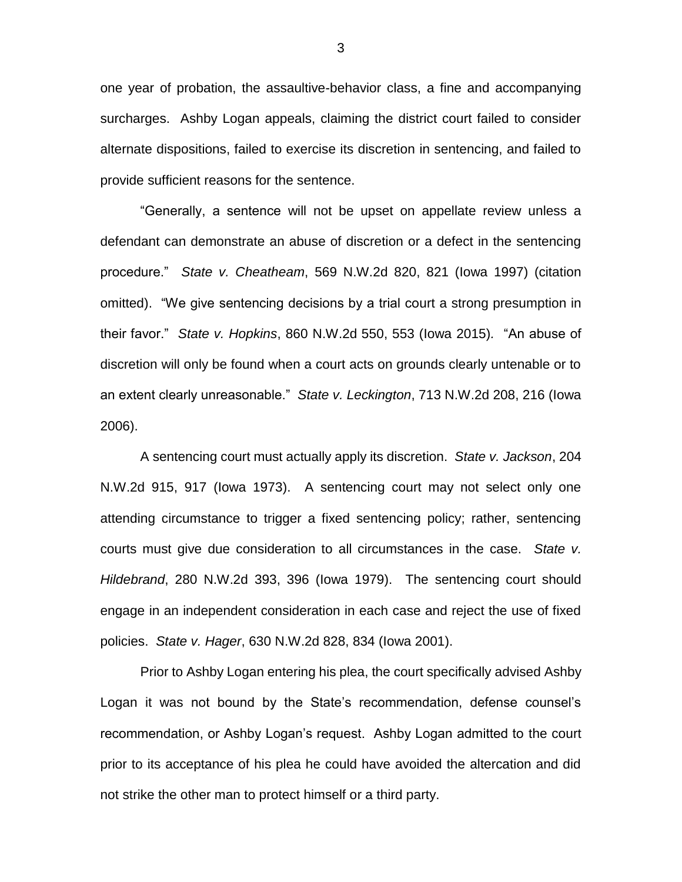one year of probation, the assaultive-behavior class, a fine and accompanying surcharges. Ashby Logan appeals, claiming the district court failed to consider alternate dispositions, failed to exercise its discretion in sentencing, and failed to provide sufficient reasons for the sentence.

"Generally, a sentence will not be upset on appellate review unless a defendant can demonstrate an abuse of discretion or a defect in the sentencing procedure." *State v. Cheatheam*, 569 N.W.2d 820, 821 (Iowa 1997) (citation omitted). "We give sentencing decisions by a trial court a strong presumption in their favor." *State v. Hopkins*, 860 N.W.2d 550, 553 (Iowa 2015). "An abuse of discretion will only be found when a court acts on grounds clearly untenable or to an extent clearly unreasonable." *State v. Leckington*, 713 N.W.2d 208, 216 (Iowa 2006).

A sentencing court must actually apply its discretion. *State v. Jackson*, 204 N.W.2d 915, 917 (Iowa 1973). A sentencing court may not select only one attending circumstance to trigger a fixed sentencing policy; rather, sentencing courts must give due consideration to all circumstances in the case. *State v. Hildebrand*, 280 N.W.2d 393, 396 (Iowa 1979). The sentencing court should engage in an independent consideration in each case and reject the use of fixed policies. *State v. Hager*, 630 N.W.2d 828, 834 (Iowa 2001).

Prior to Ashby Logan entering his plea, the court specifically advised Ashby Logan it was not bound by the State's recommendation, defense counsel's recommendation, or Ashby Logan's request. Ashby Logan admitted to the court prior to its acceptance of his plea he could have avoided the altercation and did not strike the other man to protect himself or a third party.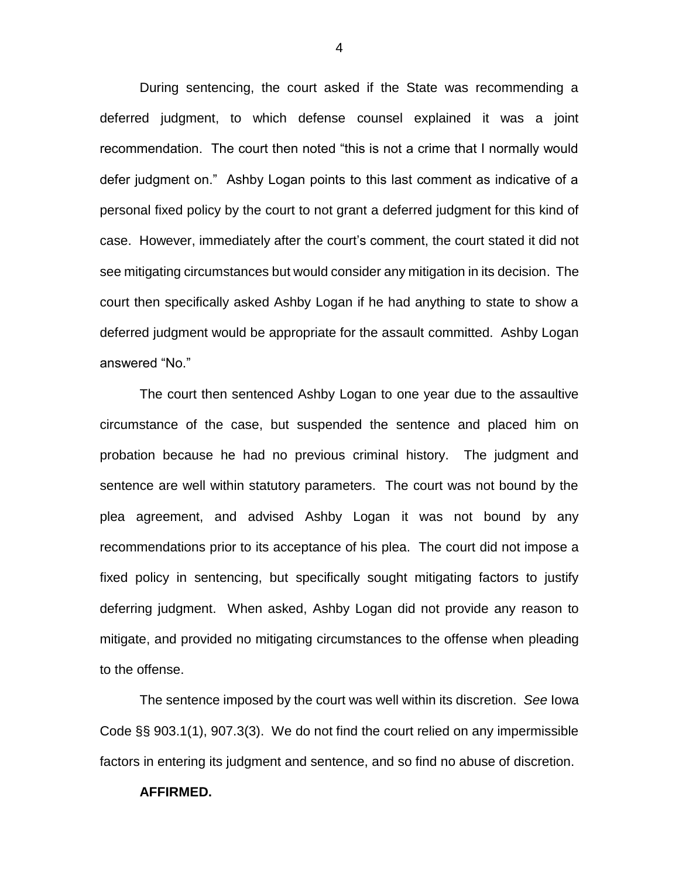During sentencing, the court asked if the State was recommending a deferred judgment, to which defense counsel explained it was a joint recommendation. The court then noted "this is not a crime that I normally would defer judgment on." Ashby Logan points to this last comment as indicative of a personal fixed policy by the court to not grant a deferred judgment for this kind of case. However, immediately after the court's comment, the court stated it did not see mitigating circumstances but would consider any mitigation in its decision. The court then specifically asked Ashby Logan if he had anything to state to show a deferred judgment would be appropriate for the assault committed. Ashby Logan answered "No."

The court then sentenced Ashby Logan to one year due to the assaultive circumstance of the case, but suspended the sentence and placed him on probation because he had no previous criminal history. The judgment and sentence are well within statutory parameters. The court was not bound by the plea agreement, and advised Ashby Logan it was not bound by any recommendations prior to its acceptance of his plea. The court did not impose a fixed policy in sentencing, but specifically sought mitigating factors to justify deferring judgment. When asked, Ashby Logan did not provide any reason to mitigate, and provided no mitigating circumstances to the offense when pleading to the offense.

The sentence imposed by the court was well within its discretion. *See* Iowa Code §§ 903.1(1), 907.3(3). We do not find the court relied on any impermissible factors in entering its judgment and sentence, and so find no abuse of discretion.

**AFFIRMED.**